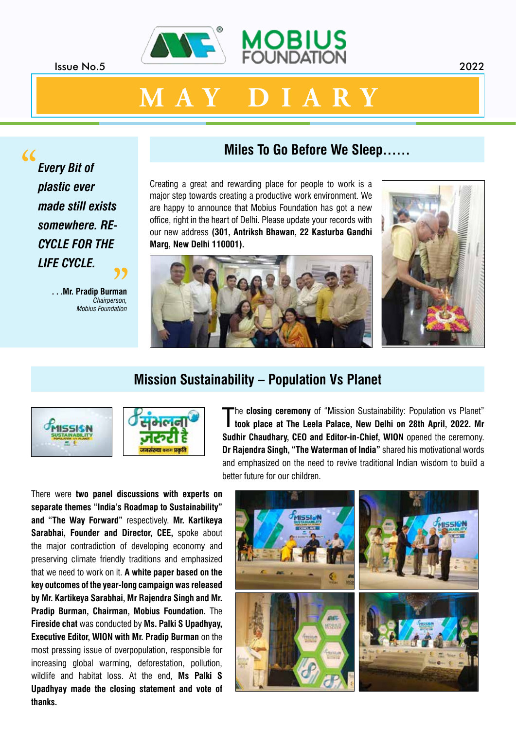Issue No.5

MOBIUS FOUNDATION

2022

# M A Y D I A R Y

> *"Every Bit of plastic ever made still exists somewhere. RE-CYCLE FOR THE LIFE CYCLE."*
>
> . . .**Mr. Pradip Burman**
> *Chairperson, Mobius Foundation*

## Miles To Go Before We Sleep……

Creating a great and rewarding place for people to work is a major step towards creating a productive work environment. We are happy to announce that Mobius Foundation has got a new office, right in the heart of Delhi. Please update your records with our new address **(301, Antriksh Bhawan, 22 Kasturba Gandhi Marg, New Delhi 110001).**

## Mission Sustainability – Population Vs Planet

The **closing ceremony** of "Mission Sustainability: Population vs Planet" **took place at The Leela Palace, New Delhi on 28th April, 2022. Mr Sudhir Chaudhary, CEO and Editor-in-Chief, WION** opened the ceremony. **Dr Rajendra Singh, "The Waterman of India"** shared his motivational words and emphasized on the need to revive traditional Indian wisdom to build a better future for our children.

There were **two panel discussions with experts on separate themes "India's Roadmap to Sustainability" and "The Way Forward"** respectively. **Mr. Kartikeya Sarabhai, Founder and Director, CEE,** spoke about the major contradiction of developing economy and preserving climate friendly traditions and emphasized that we need to work on it. **A white paper based on the key outcomes of the year-long campaign was released by Mr. Kartikeya Sarabhai, Mr Rajendra Singh and Mr. Pradip Burman, Chairman, Mobius Foundation.** The **Fireside chat** was conducted by **Ms. Palki S Upadhyay, Executive Editor, WION with Mr. Pradip Burman** on the most pressing issue of overpopulation, responsible for increasing global warming, deforestation, pollution, wildlife and habitat loss. At the end, **Ms Palki S Upadhyay made the closing statement and vote of thanks.**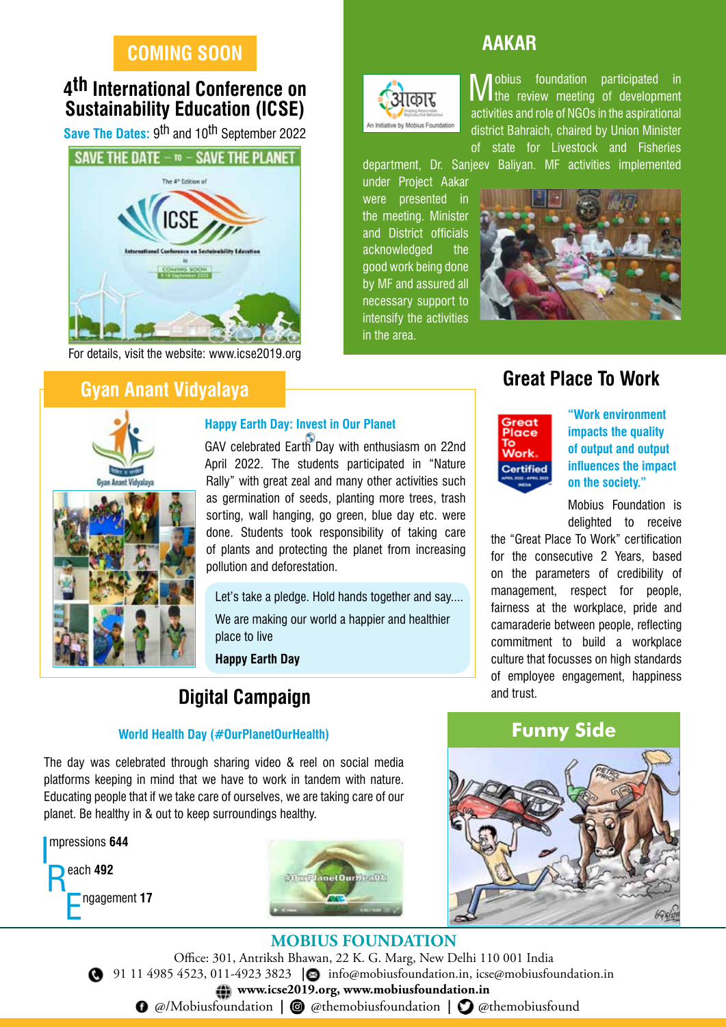## COMING SOON

### 4th International Conference on Sustainability Education (ICSE)

**Save The Dates:** 9th and 10th September 2022

For details, visit the website: www.icse2019.org

## AAKAR

Mobius foundation participated in the review meeting of development activities and role of NGOs in the aspirational district Bahraich, chaired by Union Minister of state for Livestock and Fisheries department, Dr. Sanjeev Baliyan. MF activities implemented under Project Aakar were presented in the meeting. Minister and District officials acknowledged the good work being done by MF and assured all necessary support to intensify the activities in the area.

## Gyan Anant Vidyalaya

### Happy Earth Day: Invest in Our Planet

GAV celebrated Earth Day with enthusiasm on 22nd April 2022. The students participated in "Nature Rally" with great zeal and many other activities such as germination of seeds, planting more trees, trash sorting, wall hanging, go green, blue day etc. were done. Students took responsibility of taking care of plants and protecting the planet from increasing pollution and deforestation.

Let's take a pledge. Hold hands together and say....

We are making our world a happier and healthier place to live

**Happy Earth Day**

## Great Place To Work

**"Work environment impacts the quality of output and output influences the impact on the society."**

Mobius Foundation is delighted to receive the "Great Place To Work" certification for the consecutive 2 Years, based on the parameters of credibility of management, respect for people, fairness at the workplace, pride and camaraderie between people, reflecting commitment to build a workplace culture that focusses on high standards of employee engagement, happiness and trust.

## Digital Campaign

### World Health Day (#OurPlanetOurHealth)

The day was celebrated through sharing video & reel on social media platforms keeping in mind that we have to work in tandem with nature. Educating people that if we take care of ourselves, we are taking care of our planet. Be healthy in & out to keep surroundings healthy.

Impressions **644**

Reach **492**

Engagement **17**

## Funny Side

**MOBIUS FOUNDATION**

Office: 301, Antriksh Bhawan, 22 K. G. Marg, New Delhi 110 001 India

91 11 4985 4523, 011-4923 3823 | info@mobiusfoundation.in, icse@mobiusfoundation.in

**www.icse2019.org, www.mobiusfoundation.in**

@/Mobiusfoundation | @themobiusfoundation | @themobiusfound